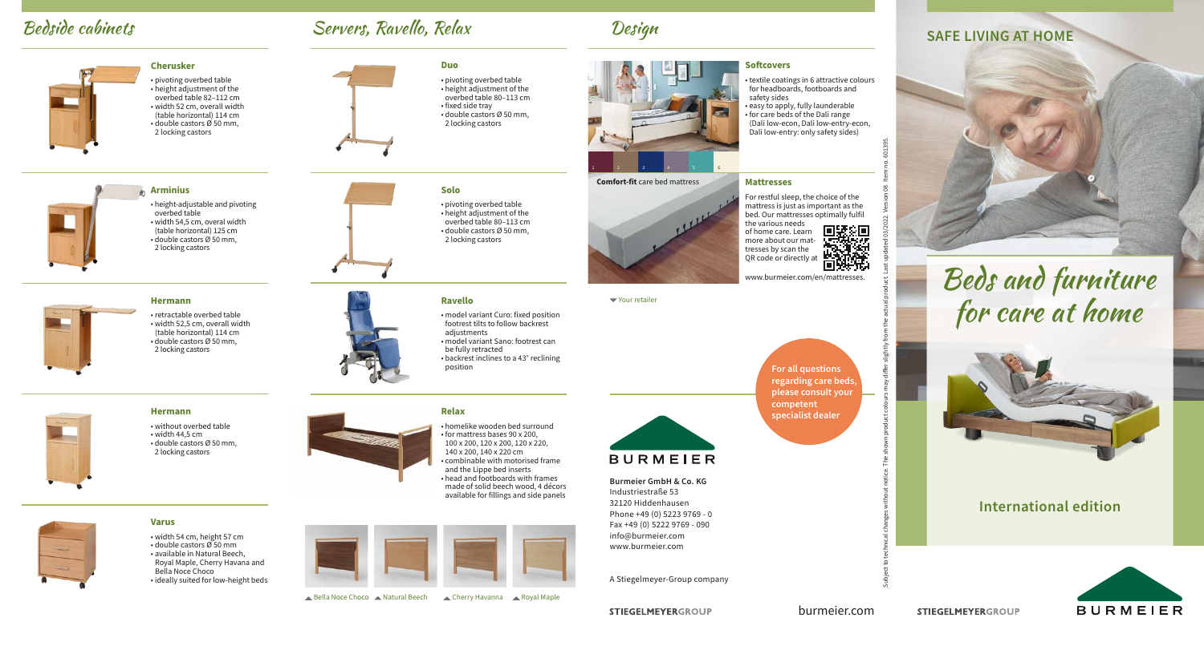# Bedside cabinets

### Cherusker

- pivoting overbed table
- height adjustment of the overbed table 82–112 cm
- width 52 cm, overall width (table horizontal) 114 cm
- double castors Ø 50 mm, 2 locking castors

### Arminius

- height-adjustable and pivoting overbed table
- width 54,5 cm, overal width (table horizontal) 125 cm
- double castors Ø 50 mm, 2 locking castors

### Hermann

- retractable overbed table
- width 52,5 cm, overall width (table horizontal) 114 cm
- double castors Ø 50 mm, 2 locking castors

### Hermann

- without overbed table
- width 44,5 cm
- double castors Ø 50 mm, 2 locking castors

### Varus

- width 54 cm, height 57 cm
- double castors Ø 50 mm
- available in Natural Beech, Royal Maple, Cherry Havana and Bella Noce Choco
- ideally suited for low-height beds

# Servers, Ravello, Relax

### Duo

- pivoting overbed table
- height adjustment of the overbed table 80–113 cm
- fixed side tray
- double castors Ø 50 mm, 2 locking castors

### Solo

- pivoting overbed table
- height adjustment of the overbed table 80–113 cm
- double castors Ø 50 mm, 2 locking castors

### Ravello

- model variant Curo: fixed position footrest tilts to follow backrest adjustments
- model variant Sano: footrest can be fully retracted
- backrest inclines to a 43° reclining position

### Relax

- homelike wooden bed surround
- for mattress bases 90 x 200, 100 x 200, 120 x 200, 120 x 220, 140 x 200, 140 x 220 cm
- combinable with motorised frame and the Lippe bed inserts
- head and footboards with frames made of solid beech wood, 4 décors available for fillings and side panels

Bella Noce Choco · Natural Beech · Cherry Havanna · Royal Maple

# Design

### Softcovers

- textile coatings in 6 attractive colours for headboards, footboards and safety sides
- easy to apply, fully launderable
- for care beds of the Dali range (Dali low-econ, Dali low-entry-econ, Dali low-entry: only safety sides)

1 2 3 4 5 6

**Comfort-fit** care bed mattress

### Mattresses

For restful sleep, the choice of the mattress is just as important as the bed. Our mattresses optimally fulfil the various needs of home care. Learn more about our mattresses by scan the QR code or directly at

www.burmeier.com/en/mattresses.

Your retailer

**For all questions regarding care beds, please consult your competent specialist dealer**

BURMEIER

**Burmeier GmbH & Co. KG**
Industriestraße 53
32120 Hiddenhausen
Phone +49 (0) 5223 9769 - 0
Fax +49 (0) 5222 9769 - 090
info@burmeier.com
www.burmeier.com

A Stiegelmeyer-Group company

STIEGELMEYERGROUP

burmeier.com

Subject to technical changes without notice. The shown product colours may differ slightly from the actual product. Last updated 03/2022. Version 08. Item no. 601395.

## SAFE LIVING AT HOME

# Beds and furniture for care at home

## International edition

STIEGELMEYERGROUP

BURMEIER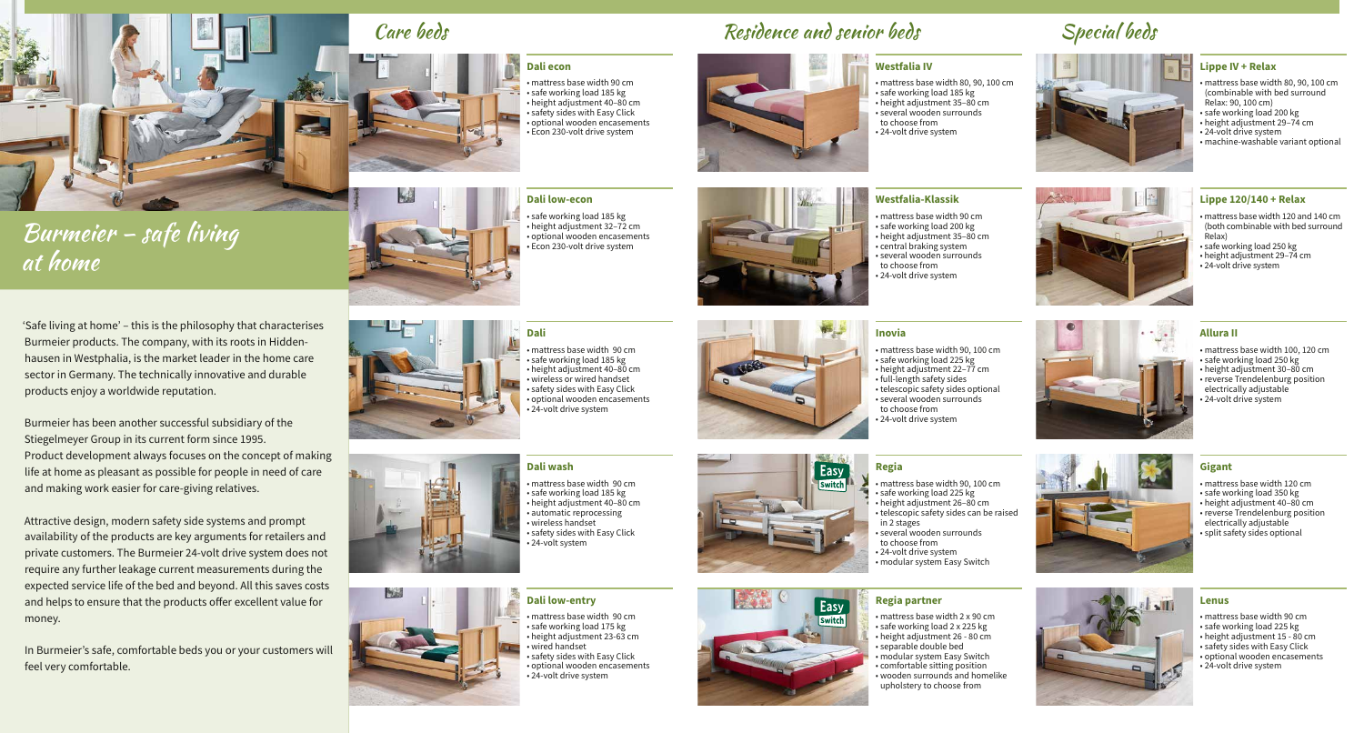# Burmeier – safe living at home

'Safe living at home' – this is the philosophy that characterises Burmeier products. The company, with its roots in Hidden­hausen in Westphalia, is the market leader in the home care sector in Germany. The technically innovative and durable products enjoy a worldwide reputation.

Burmeier has been another successful subsidiary of the Stiegelmeyer Group in its current form since 1995. Product development always focuses on the concept of making life at home as pleasant as possible for people in need of care and making work easier for care-giving relatives.

Attractive design, modern safety side systems and prompt availability of the products are key arguments for retailers and private customers. The Burmeier 24-volt drive system does not require any further leakage current measurements during the expected service life of the bed and beyond. All this saves costs and helps to ensure that the products offer excellent value for money.

In Burmeier's safe, comfortable beds you or your customers will feel very comfortable.

## Care beds

### Dali econ

- mattress base width 90 cm
- safe working load 185 kg
- height adjustment 40–80 cm
- safety sides with Easy Click
- optional wooden encasements
- Econ 230-volt drive system

### Dali low-econ

- safe working load 185 kg
- height adjustment 32–72 cm
- optional wooden encasements
- Econ 230-volt drive system

### Dali

- mattress base width 90 cm
- safe working load 185 kg
- height adjustment 40–80 cm
- wireless or wired handset
- safety sides with Easy Click
- optional wooden encasements
- 24-volt drive system

### Dali wash

- mattress base width 90 cm
- safe working load 185 kg
- height adjustment 40–80 cm
- automatic reprocessing
- wireless handset
- safety sides with Easy Click
- 24-volt system

### Dali low-entry

- mattress base width 90 cm
- safe working load 175 kg
- height adjustment 23-63 cm
- wired handset
- safety sides with Easy Click
- optional wooden encasements
- 24-volt drive system

## Residence and senior beds

### Westfalia IV

- mattress base width 80, 90, 100 cm
- safe working load 185 kg
- height adjustment 35–80 cm
- several wooden surrounds to choose from
- 24-volt drive system

### Westfalia-Klassik

- mattress base width 90 cm
- safe working load 200 kg
- height adjustment 35–80 cm
- central braking system
- several wooden surrounds to choose from
- 24-volt drive system

### Inovia

- mattress base width 90, 100 cm
- safe working load 225 kg
- height adjustment 22–77 cm
- full-length safety sides
- telescopic safety sides optional
- several wooden surrounds to choose from
- 24-volt drive system

### Regia

Easy Switch

- mattress base width 90, 100 cm
- safe working load 225 kg
- height adjustment 26–80 cm
- telescopic safety sides can be raised in 2 stages
- several wooden surrounds to choose from
- 24-volt drive system
- modular system Easy Switch

### Regia partner

Easy Switch

- mattress base width 2 x 90 cm
- safe working load 2 x 225 kg
- height adjustment 26 - 80 cm
- separable double bed
- modular system Easy Switch
- comfortable sitting position
- wooden surrounds and homelike upholstery to choose from

## Special beds

### Lippe IV + Relax

- mattress base width 80, 90, 100 cm (combinable with bed surround Relax: 90, 100 cm)
- safe working load 200 kg
- height adjustment 29–74 cm
- 24-volt drive system
- machine-washable variant optional

### Lippe 120/140 + Relax

- mattress base width 120 and 140 cm (both combinable with bed surround Relax)
- safe working load 250 kg
- height adjustment 29–74 cm
- 24-volt drive system

### Allura II

- mattress base width 100, 120 cm
- safe working load 250 kg
- height adjustment 30–80 cm
- reverse Trendelenburg position electrically adjustable
- 24-volt drive system

### Gigant

- mattress base width 120 cm
- safe working load 350 kg
- height adjustment 40–80 cm
- reverse Trendelenburg position electrically adjustable
- split safety sides optional

### Lenus

- mattress base width 90 cm
- safe working load 225 kg
- height adjustment 15 - 80 cm
- safety sides with Easy Click
- optional wooden encasements
- 24-volt drive system